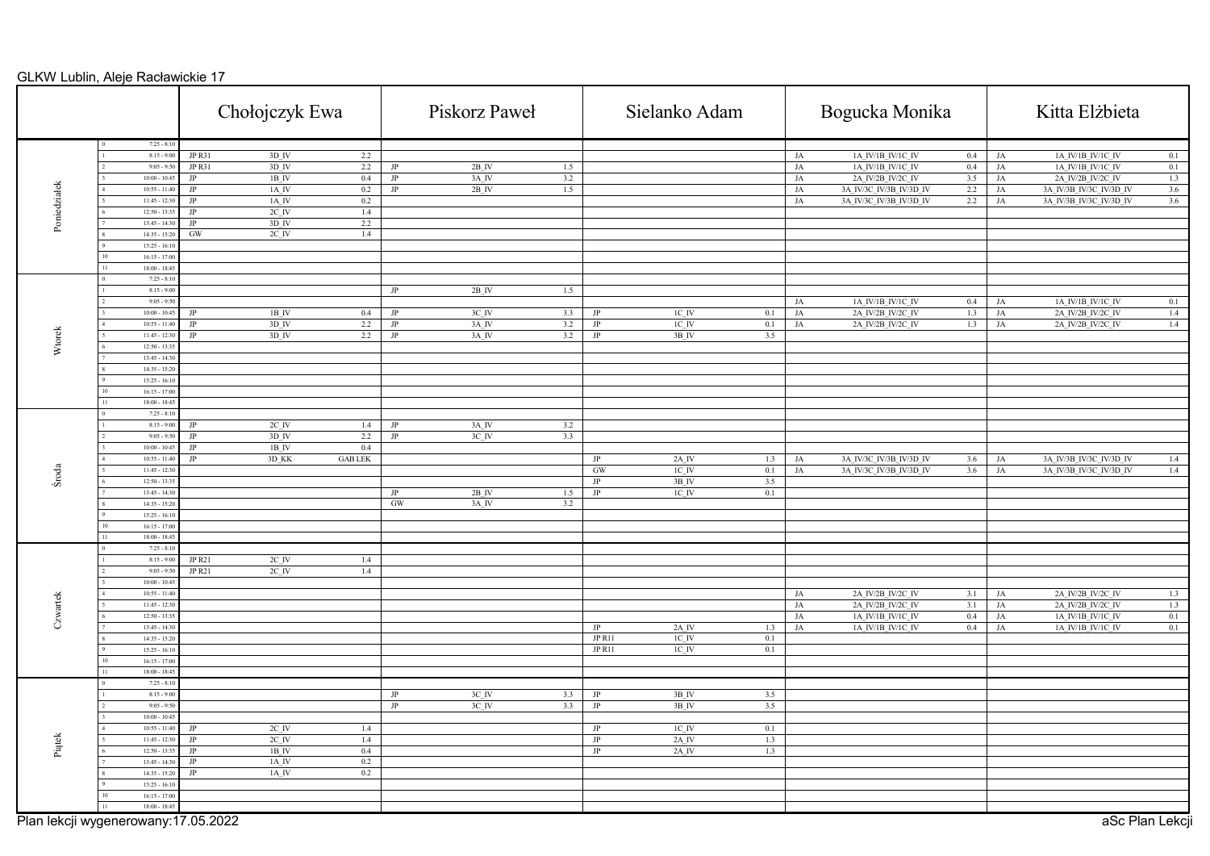GLKW Lublin, Aleje Racławickie 17

| Dzień | Nr | Godz. | Chołojczyk Ewa | | | Piskorz Paweł | | | Sielanko Adam | | | Bogucka Monika | | | Kitta Elżbieta | | |
|---|---|---|---|---|---|---|---|---|---|---|---|---|---|---|---|---|---|
| Poniedziałek | 0 | 7:25 - 8:10 | | | | | | | | | | | | | | | |
| | 1 | 8:15 - 9:00 | JP R31 | 3D_IV | 2.2 | | | | | | | JA | 1A_IV/1B_IV/1C_IV | 0.4 | JA | 1A_IV/1B_IV/1C_IV | 0.1 |
| | 2 | 9:05 - 9:50 | JP R31 | 3D_IV | 2.2 | JP | 2B_IV | 1.5 | | | | JA | 1A_IV/1B_IV/1C_IV | 0.4 | JA | 1A_IV/1B_IV/1C_IV | 0.1 |
| | 3 | 10:00 - 10:45 | JP | 1B_IV | 0.4 | JP | 3A_IV | 3.2 | | | | JA | 2A_IV/2B_IV/2C_IV | 3.5 | JA | 2A_IV/2B_IV/2C_IV | 1.3 |
| | 4 | 10:55 - 11:40 | JP | 1A_IV | 0.2 | JP | 2B_IV | 1.5 | | | | JA | 3A_IV/3C_IV/3B_IV/3D_IV | 2.2 | JA | 3A_IV/3B_IV/3C_IV/3D_IV | 3.6 |
| | 5 | 11:45 - 12:30 | JP | 1A_IV | 0.2 | | | | | | | JA | 3A_IV/3C_IV/3B_IV/3D_IV | 2.2 | JA | 3A_IV/3B_IV/3C_IV/3D_IV | 3.6 |
| | 6 | 12:50 - 13:35 | JP | 2C_IV | 1.4 | | | | | | | | | | | | |
| | 7 | 13:45 - 14:30 | JP | 3D_IV | 2.2 | | | | | | | | | | | | |
| | 8 | 14:35 - 15:20 | GW | 2C_IV | 1.4 | | | | | | | | | | | | |
| | 9 | 15:25 - 16:10 | | | | | | | | | | | | | | | |
| | 10 | 16:15 - 17:00 | | | | | | | | | | | | | | | |
| | 11 | 18:00 - 18:45 | | | | | | | | | | | | | | | |
| Wtorek | 0 | 7:25 - 8:10 | | | | | | | | | | | | | | | |
| | 1 | 8:15 - 9:00 | | | | JP | 2B_IV | 1.5 | | | | | | | | | |
| | 2 | 9:05 - 9:50 | | | | | | | | | | JA | 1A_IV/1B_IV/1C_IV | 0.4 | JA | 1A_IV/1B_IV/1C_IV | 0.1 |
| | 3 | 10:00 - 10:45 | JP | 1B_IV | 0.4 | JP | 3C_IV | 3.3 | JP | 1C_IV | 0.1 | JA | 2A_IV/2B_IV/2C_IV | 1.3 | JA | 2A_IV/2B_IV/2C_IV | 1.4 |
| | 4 | 10:55 - 11:40 | JP | 3D_IV | 2.2 | JP | 3A_IV | 3.2 | JP | 1C_IV | 0.1 | JA | 2A_IV/2B_IV/2C_IV | 1.3 | JA | 2A_IV/2B_IV/2C_IV | 1.4 |
| | 5 | 11:45 - 12:30 | JP | 3D_IV | 2.2 | JP | 3A_IV | 3.2 | JP | 3B_IV | 3.5 | | | | | | |
| | 6 | 12:50 - 13:35 | | | | | | | | | | | | | | | |
| | 7 | 13:45 - 14:30 | | | | | | | | | | | | | | | |
| | 8 | 14:35 - 15:20 | | | | | | | | | | | | | | | |
| | 9 | 15:25 - 16:10 | | | | | | | | | | | | | | | |
| | 10 | 16:15 - 17:00 | | | | | | | | | | | | | | | |
| | 11 | 18:00 - 18:45 | | | | | | | | | | | | | | | |
| Środa | 0 | 7:25 - 8:10 | | | | | | | | | | | | | | | |
| | 1 | 8:15 - 9:00 | JP | 2C_IV | 1.4 | JP | 3A_IV | 3.2 | | | | | | | | | |
| | 2 | 9:05 - 9:50 | JP | 3D_IV | 2.2 | JP | 3C_IV | 3.3 | | | | | | | | | |
| | 3 | 10:00 - 10:45 | JP | 1B_IV | 0.4 | | | | | | | | | | | | |
| | 4 | 10:55 - 11:40 | JP | 3D_KK | GAB LEK | | | | JP | 2A_IV | 1.3 | JA | 3A_IV/3C_IV/3B_IV/3D_IV | 3.6 | JA | 3A_IV/3B_IV/3C_IV/3D_IV | 1.4 |
| | 5 | 11:45 - 12:30 | | | | | | | GW | 1C_IV | 0.1 | JA | 3A_IV/3C_IV/3B_IV/3D_IV | 3.6 | JA | 3A_IV/3B_IV/3C_IV/3D_IV | 1.4 |
| | 6 | 12:50 - 13:35 | | | | | | | JP | 3B_IV | 3.5 | | | | | | |
| | 7 | 13:45 - 14:30 | | | | JP | 2B_IV | 1.5 | JP | 1C_IV | 0.1 | | | | | | |
| | 8 | 14:35 - 15:20 | | | | GW | 3A_IV | 3.2 | | | | | | | | | |
| | 9 | 15:25 - 16:10 | | | | | | | | | | | | | | | |
| | 10 | 16:15 - 17:00 | | | | | | | | | | | | | | | |
| | 11 | 18:00 - 18:45 | | | | | | | | | | | | | | | |
| Czwartek | 0 | 7:25 - 8:10 | | | | | | | | | | | | | | | |
| | 1 | 8:15 - 9:00 | JP R21 | 2C_IV | 1.4 | | | | | | | | | | | | |
| | 2 | 9:05 - 9:50 | JP R21 | 2C_IV | 1.4 | | | | | | | | | | | | |
| | 3 | 10:00 - 10:45 | | | | | | | | | | | | | | | |
| | 4 | 10:55 - 11:40 | | | | | | | | | | JA | 2A_IV/2B_IV/2C_IV | 3.1 | JA | 2A_IV/2B_IV/2C_IV | 1.3 |
| | 5 | 11:45 - 12:30 | | | | | | | | | | JA | 2A_IV/2B_IV/2C_IV | 3.1 | JA | 2A_IV/2B_IV/2C_IV | 1.3 |
| | 6 | 12:50 - 13:35 | | | | | | | | | | JA | 1A_IV/1B_IV/1C_IV | 0.4 | JA | 1A_IV/1B_IV/1C_IV | 0.1 |
| | 7 | 13:45 - 14:30 | | | | | | | JP | 2A_IV | 1.3 | JA | 1A_IV/1B_IV/1C_IV | 0.4 | JA | 1A_IV/1B_IV/1C_IV | 0.1 |
| | 8 | 14:35 - 15:20 | | | | | | | JP R11 | 1C_IV | 0.1 | | | | | | |
| | 9 | 15:25 - 16:10 | | | | | | | JP R11 | 1C_IV | 0.1 | | | | | | |
| | 10 | 16:15 - 17:00 | | | | | | | | | | | | | | | |
| | 11 | 18:00 - 18:45 | | | | | | | | | | | | | | | |
| Piątek | 0 | 7:25 - 8:10 | | | | | | | | | | | | | | | |
| | 1 | 8:15 - 9:00 | | | | JP | 3C_IV | 3.3 | JP | 3B_IV | 3.5 | | | | | | |
| | 2 | 9:05 - 9:50 | | | | JP | 3C_IV | 3.3 | JP | 3B_IV | 3.5 | | | | | | |
| | 3 | 10:00 - 10:45 | | | | | | | | | | | | | | | |
| | 4 | 10:55 - 11:40 | JP | 2C_IV | 1.4 | | | | JP | 1C_IV | 0.1 | | | | | | |
| | 5 | 11:45 - 12:30 | JP | 2C_IV | 1.4 | | | | JP | 2A_IV | 1.3 | | | | | | |
| | 6 | 12:50 - 13:35 | JP | 1B_IV | 0.4 | | | | JP | 2A_IV | 1.3 | | | | | | |
| | 7 | 13:45 - 14:30 | JP | 1A_IV | 0.2 | | | | | | | | | | | | |
| | 8 | 14:35 - 15:20 | JP | 1A_IV | 0.2 | | | | | | | | | | | | |
| | 9 | 15:25 - 16:10 | | | | | | | | | | | | | | | |
| | 10 | 16:15 - 17:00 | | | | | | | | | | | | | | | |
| | 11 | 18:00 - 18:45 | | | | | | | | | | | | | | | |

Plan lekcji wygenerowany:17.05.2022

aSc Plan Lekcji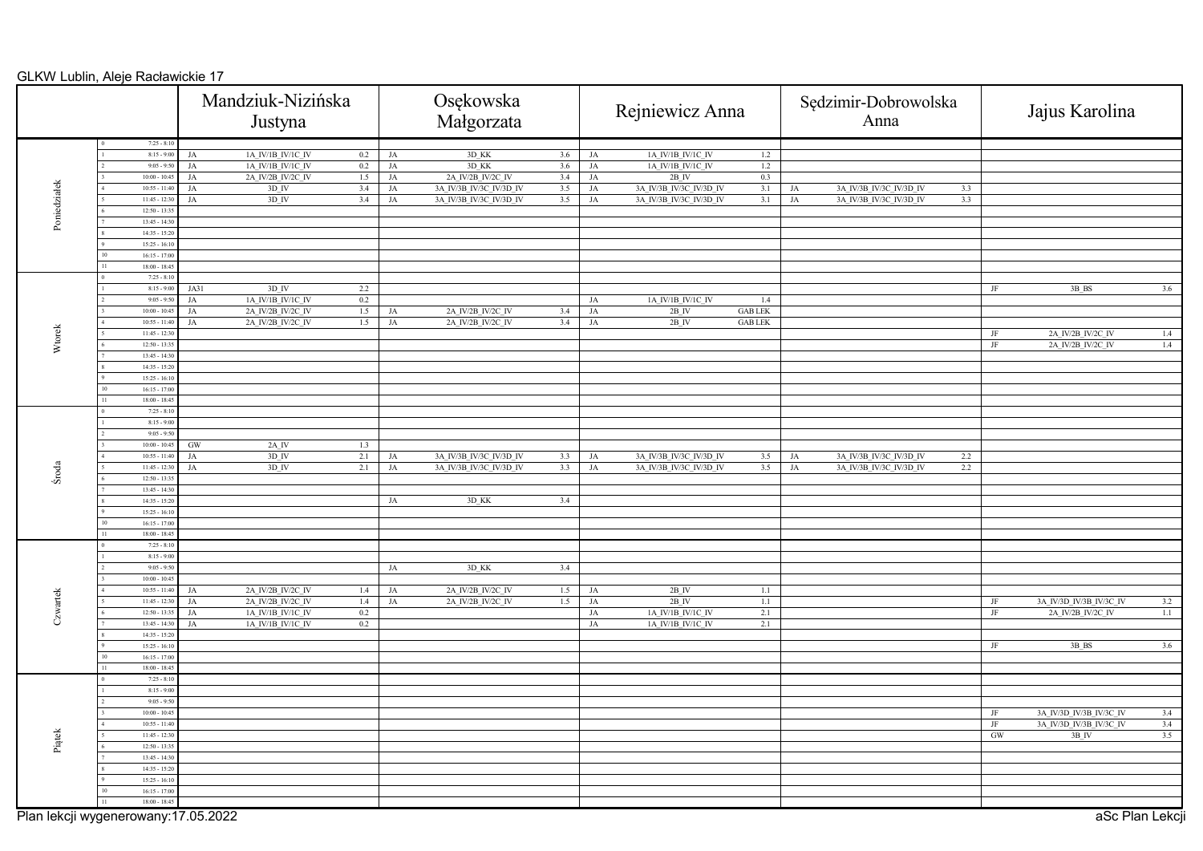GLKW Lublin, Aleje Racławickie 17

| Dzień | Nr | Godziny | Mandziuk-Nizińska Justyna | | | Osękowska Małgorzata | | | Rejniewicz Anna | | | Sędzimir-Dobrowolska Anna | | | Jajus Karolina | | |
|---|---|---|---|---|---|---|---|---|---|---|---|---|---|---|---|---|---|
| Poniedziałek | 0 | 7:25 - 8:10 | | | | | | | | | | | | | | | |
| | 1 | 8:15 - 9:00 | JA | 1A_IV/1B_IV/1C_IV | 0.2 | JA | 3D_KK | 3.6 | JA | 1A_IV/1B_IV/1C_IV | 1.2 | | | | | | |
| | 2 | 9:05 - 9:50 | JA | 1A_IV/1B_IV/1C_IV | 0.2 | JA | 3D_KK | 3.6 | JA | 1A_IV/1B_IV/1C_IV | 1.2 | | | | | | |
| | 3 | 10:00 - 10:45 | JA | 2A_IV/2B_IV/2C_IV | 1.5 | JA | 2A_IV/2B_IV/2C_IV | 3.4 | JA | 2B_IV | 0.3 | | | | | | |
| | 4 | 10:55 - 11:40 | JA | 3D_IV | 3.4 | JA | 3A_IV/3B_IV/3C_IV/3D_IV | 3.5 | JA | 3A_IV/3B_IV/3C_IV/3D_IV | 3.1 | JA | 3A_IV/3B_IV/3C_IV/3D_IV | 3.3 | | | |
| | 5 | 11:45 - 12:30 | JA | 3D_IV | 3.4 | JA | 3A_IV/3B_IV/3C_IV/3D_IV | 3.5 | JA | 3A_IV/3B_IV/3C_IV/3D_IV | 3.1 | JA | 3A_IV/3B_IV/3C_IV/3D_IV | 3.3 | | | |
| | 6 | 12:50 - 13:35 | | | | | | | | | | | | | | | |
| | 7 | 13:45 - 14:30 | | | | | | | | | | | | | | | |
| | 8 | 14:35 - 15:20 | | | | | | | | | | | | | | | |
| | 9 | 15:25 - 16:10 | | | | | | | | | | | | | | | |
| | 10 | 16:15 - 17:00 | | | | | | | | | | | | | | | |
| | 11 | 18:00 - 18:45 | | | | | | | | | | | | | | | |
| Wtorek | 0 | 7:25 - 8:10 | | | | | | | | | | | | | | | |
| | 1 | 8:15 - 9:00 | JA31 | 3D_IV | 2.2 | | | | | | | | | | JF | 3B_BS | 3.6 |
| | 2 | 9:05 - 9:50 | JA | 1A_IV/1B_IV/1C_IV | 0.2 | | | | JA | 1A_IV/1B_IV/1C_IV | 1.4 | | | | | | |
| | 3 | 10:00 - 10:45 | JA | 2A_IV/2B_IV/2C_IV | 1.5 | JA | 2A_IV/2B_IV/2C_IV | 3.4 | JA | 2B_IV | GAB LEK | | | | | | |
| | 4 | 10:55 - 11:40 | JA | 2A_IV/2B_IV/2C_IV | 1.5 | JA | 2A_IV/2B_IV/2C_IV | 3.4 | JA | 2B_IV | GAB LEK | | | | | | |
| | 5 | 11:45 - 12:30 | | | | | | | | | | | | | JF | 2A_IV/2B_IV/2C_IV | 1.4 |
| | 6 | 12:50 - 13:35 | | | | | | | | | | | | | JF | 2A_IV/2B_IV/2C_IV | 1.4 |
| | 7 | 13:45 - 14:30 | | | | | | | | | | | | | | | |
| | 8 | 14:35 - 15:20 | | | | | | | | | | | | | | | |
| | 9 | 15:25 - 16:10 | | | | | | | | | | | | | | | |
| | 10 | 16:15 - 17:00 | | | | | | | | | | | | | | | |
| | 11 | 18:00 - 18:45 | | | | | | | | | | | | | | | |
| Środa | 0 | 7:25 - 8:10 | | | | | | | | | | | | | | | |
| | 1 | 8:15 - 9:00 | | | | | | | | | | | | | | | |
| | 2 | 9:05 - 9:50 | | | | | | | | | | | | | | | |
| | 3 | 10:00 - 10:45 | GW | 2A_IV | 1.3 | | | | | | | | | | | | |
| | 4 | 10:55 - 11:40 | JA | 3D_IV | 2.1 | JA | 3A_IV/3B_IV/3C_IV/3D_IV | 3.3 | JA | 3A_IV/3B_IV/3C_IV/3D_IV | 3.5 | JA | 3A_IV/3B_IV/3C_IV/3D_IV | 2.2 | | | |
| | 5 | 11:45 - 12:30 | JA | 3D_IV | 2.1 | JA | 3A_IV/3B_IV/3C_IV/3D_IV | 3.3 | JA | 3A_IV/3B_IV/3C_IV/3D_IV | 3.5 | JA | 3A_IV/3B_IV/3C_IV/3D_IV | 2.2 | | | |
| | 6 | 12:50 - 13:35 | | | | | | | | | | | | | | | |
| | 7 | 13:45 - 14:30 | | | | | | | | | | | | | | | |
| | 8 | 14:35 - 15:20 | | | | JA | 3D_KK | 3.4 | | | | | | | | | |
| | 9 | 15:25 - 16:10 | | | | | | | | | | | | | | | |
| | 10 | 16:15 - 17:00 | | | | | | | | | | | | | | | |
| | 11 | 18:00 - 18:45 | | | | | | | | | | | | | | | |
| Czwartek | 0 | 7:25 - 8:10 | | | | | | | | | | | | | | | |
| | 1 | 8:15 - 9:00 | | | | | | | | | | | | | | | |
| | 2 | 9:05 - 9:50 | | | | JA | 3D_KK | 3.4 | | | | | | | | | |
| | 3 | 10:00 - 10:45 | | | | | | | | | | | | | | | |
| | 4 | 10:55 - 11:40 | JA | 2A_IV/2B_IV/2C_IV | 1.4 | JA | 2A_IV/2B_IV/2C_IV | 1.5 | JA | 2B_IV | 1.1 | | | | | | |
| | 5 | 11:45 - 12:30 | JA | 2A_IV/2B_IV/2C_IV | 1.4 | JA | 2A_IV/2B_IV/2C_IV | 1.5 | JA | 2B_IV | 1.1 | | | | JF | 3A_IV/3D_IV/3B_IV/3C_IV | 3.2 |
| | 6 | 12:50 - 13:35 | JA | 1A_IV/1B_IV/1C_IV | 0.2 | | | | JA | 1A_IV/1B_IV/1C_IV | 2.1 | | | | JF | 2A_IV/2B_IV/2C_IV | 1.1 |
| | 7 | 13:45 - 14:30 | JA | 1A_IV/1B_IV/1C_IV | 0.2 | | | | JA | 1A_IV/1B_IV/1C_IV | 2.1 | | | | | | |
| | 8 | 14:35 - 15:20 | | | | | | | | | | | | | | | |
| | 9 | 15:25 - 16:10 | | | | | | | | | | | | | JF | 3B_BS | 3.6 |
| | 10 | 16:15 - 17:00 | | | | | | | | | | | | | | | |
| | 11 | 18:00 - 18:45 | | | | | | | | | | | | | | | |
| Piątek | 0 | 7:25 - 8:10 | | | | | | | | | | | | | | | |
| | 1 | 8:15 - 9:00 | | | | | | | | | | | | | | | |
| | 2 | 9:05 - 9:50 | | | | | | | | | | | | | | | |
| | 3 | 10:00 - 10:45 | | | | | | | | | | | | | JF | 3A_IV/3D_IV/3B_IV/3C_IV | 3.4 |
| | 4 | 10:55 - 11:40 | | | | | | | | | | | | | JF | 3A_IV/3D_IV/3B_IV/3C_IV | 3.4 |
| | 5 | 11:45 - 12:30 | | | | | | | | | | | | | GW | 3B_IV | 3.5 |
| | 6 | 12:50 - 13:35 | | | | | | | | | | | | | | | |
| | 7 | 13:45 - 14:30 | | | | | | | | | | | | | | | |
| | 8 | 14:35 - 15:20 | | | | | | | | | | | | | | | |
| | 9 | 15:25 - 16:10 | | | | | | | | | | | | | | | |
| | 10 | 16:15 - 17:00 | | | | | | | | | | | | | | | |
| | 11 | 18:00 - 18:45 | | | | | | | | | | | | | | | |

Plan lekcji wygenerowany:17.05.2022

aSc Plan Lekcji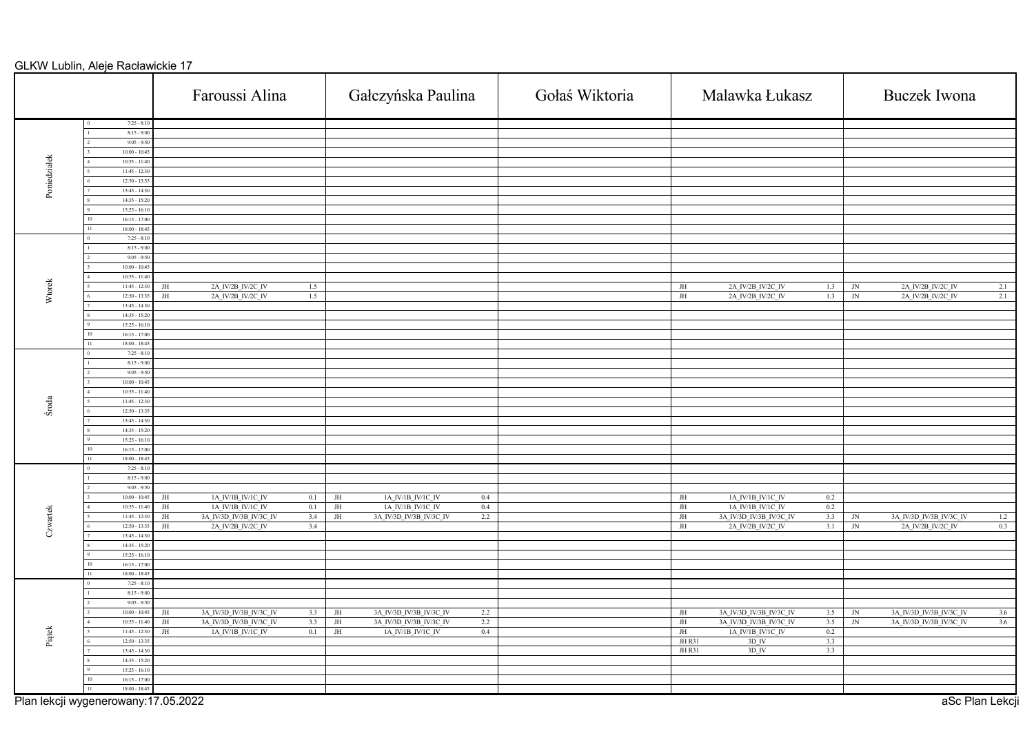GLKW Lublin, Aleje Racławickie 17

| Dzień | Lekcja | Godziny | Faroussi Alina | Gałczyńska Paulina | Gołaś Wiktoria | Malawka Łukasz | Buczek Iwona |
|---|---|---|---|---|---|---|---|
| Poniedziałek | 0 | 7:25 - 8:10 | | | | | |
| | 1 | 8:15 - 9:00 | | | | | |
| | 2 | 9:05 - 9:50 | | | | | |
| | 3 | 10:00 - 10:45 | | | | | |
| | 4 | 10:55 - 11:40 | | | | | |
| | 5 | 11:45 - 12:30 | | | | | |
| | 6 | 12:50 - 13:35 | | | | | |
| | 7 | 13:45 - 14:30 | | | | | |
| | 8 | 14:35 - 15:20 | | | | | |
| | 9 | 15:25 - 16:10 | | | | | |
| | 10 | 16:15 - 17:00 | | | | | |
| | 11 | 18:00 - 18:45 | | | | | |
| Wtorek | 0 | 7:25 - 8:10 | | | | | |
| | 1 | 8:15 - 9:00 | | | | | |
| | 2 | 9:05 - 9:50 | | | | | |
| | 3 | 10:00 - 10:45 | | | | | |
| | 4 | 10:55 - 11:40 | | | | | |
| | 5 | 11:45 - 12:30 | JH 2A_IV/2B_IV/2C_IV 1.5 | | | JH 2A_IV/2B_IV/2C_IV 1.3 | JN 2A_IV/2B_IV/2C_IV 2.1 |
| | 6 | 12:50 - 13:35 | JH 2A_IV/2B_IV/2C_IV 1.5 | | | JH 2A_IV/2B_IV/2C_IV 1.3 | JN 2A_IV/2B_IV/2C_IV 2.1 |
| | 7 | 13:45 - 14:30 | | | | | |
| | 8 | 14:35 - 15:20 | | | | | |
| | 9 | 15:25 - 16:10 | | | | | |
| | 10 | 16:15 - 17:00 | | | | | |
| | 11 | 18:00 - 18:45 | | | | | |
| Środa | 0 | 7:25 - 8:10 | | | | | |
| | 1 | 8:15 - 9:00 | | | | | |
| | 2 | 9:05 - 9:50 | | | | | |
| | 3 | 10:00 - 10:45 | | | | | |
| | 4 | 10:55 - 11:40 | | | | | |
| | 5 | 11:45 - 12:30 | | | | | |
| | 6 | 12:50 - 13:35 | | | | | |
| | 7 | 13:45 - 14:30 | | | | | |
| | 8 | 14:35 - 15:20 | | | | | |
| | 9 | 15:25 - 16:10 | | | | | |
| | 10 | 16:15 - 17:00 | | | | | |
| | 11 | 18:00 - 18:45 | | | | | |
| Czwartek | 0 | 7:25 - 8:10 | | | | | |
| | 1 | 8:15 - 9:00 | | | | | |
| | 2 | 9:05 - 9:50 | | | | | |
| | 3 | 10:00 - 10:45 | JH 1A_IV/1B_IV/1C_IV 0.1 | JH 1A_IV/1B_IV/1C_IV 0.4 | | JH 1A_IV/1B_IV/1C_IV 0.2 | |
| | 4 | 10:55 - 11:40 | JH 1A_IV/1B_IV/1C_IV 0.1 | JH 1A_IV/1B_IV/1C_IV 0.4 | | JH 1A_IV/1B_IV/1C_IV 0.2 | |
| | 5 | 11:45 - 12:30 | JH 3A_IV/3D_IV/3B_IV/3C_IV 3.4 | JH 3A_IV/3D_IV/3B_IV/3C_IV 2.2 | | JH 3A_IV/3D_IV/3B_IV/3C_IV 3.3 | JN 3A_IV/3D_IV/3B_IV/3C_IV 1.2 |
| | 6 | 12:50 - 13:35 | JH 2A_IV/2B_IV/2C_IV 3.4 | | | JH 2A_IV/2B_IV/2C_IV 3.1 | JN 2A_IV/2B_IV/2C_IV 0.3 |
| | 7 | 13:45 - 14:30 | | | | | |
| | 8 | 14:35 - 15:20 | | | | | |
| | 9 | 15:25 - 16:10 | | | | | |
| | 10 | 16:15 - 17:00 | | | | | |
| | 11 | 18:00 - 18:45 | | | | | |
| Piątek | 0 | 7:25 - 8:10 | | | | | |
| | 1 | 8:15 - 9:00 | | | | | |
| | 2 | 9:05 - 9:50 | | | | | |
| | 3 | 10:00 - 10:45 | JH 3A_IV/3D_IV/3B_IV/3C_IV 3.3 | JH 3A_IV/3D_IV/3B_IV/3C_IV 2.2 | | JH 3A_IV/3D_IV/3B_IV/3C_IV 3.5 | JN 3A_IV/3D_IV/3B_IV/3C_IV 3.6 |
| | 4 | 10:55 - 11:40 | JH 3A_IV/3D_IV/3B_IV/3C_IV 3.3 | JH 3A_IV/3D_IV/3B_IV/3C_IV 2.2 | | JH 3A_IV/3D_IV/3B_IV/3C_IV 3.5 | JN 3A_IV/3D_IV/3B_IV/3C_IV 3.6 |
| | 5 | 11:45 - 12:30 | JH 1A_IV/1B_IV/1C_IV 0.1 | JH 1A_IV/1B_IV/1C_IV 0.4 | | JH 1A_IV/1B_IV/1C_IV 0.2 | |
| | 6 | 12:50 - 13:35 | | | | JH R31 3D_IV 3.3 | |
| | 7 | 13:45 - 14:30 | | | | JH R31 3D_IV 3.3 | |
| | 8 | 14:35 - 15:20 | | | | | |
| | 9 | 15:25 - 16:10 | | | | | |
| | 10 | 16:15 - 17:00 | | | | | |
| | 11 | 18:00 - 18:45 | | | | | |

Plan lekcji wygenerowany:17.05.2022

aSc Plan Lekcji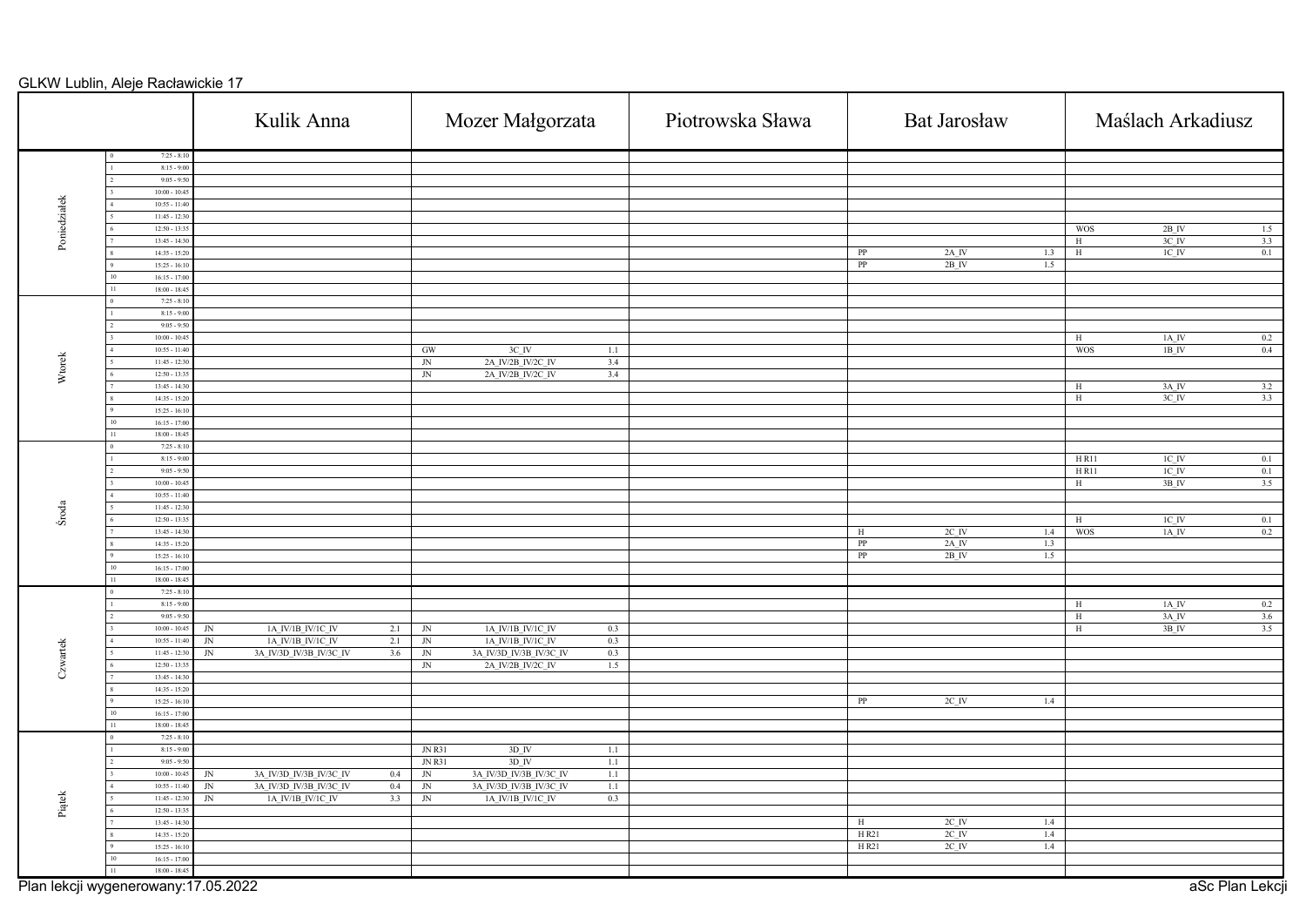GLKW Lublin, Aleje Racławickie 17

| Dzień | Nr | Godz. | Kulik Anna | Mozer Małgorzata | Piotrowska Sława | Bat Jarosław | Maślach Arkadiusz |
|---|---|---|---|---|---|---|---|
| Poniedziałek | 0 | 7:25 - 8:10 | | | | | |
| | 1 | 8:15 - 9:00 | | | | | |
| | 2 | 9:05 - 9:50 | | | | | |
| | 3 | 10:00 - 10:45 | | | | | |
| | 4 | 10:55 - 11:40 | | | | | |
| | 5 | 11:45 - 12:30 | | | | | |
| | 6 | 12:50 - 13:35 | | | | | WOS 2B_IV 1.5 |
| | 7 | 13:45 - 14:30 | | | | | H 3C_IV 3.3 |
| | 8 | 14:35 - 15:20 | | | | PP 2A_IV 1.3 | H 1C_IV 0.1 |
| | 9 | 15:25 - 16:10 | | | | PP 2B_IV 1.5 | |
| | 10 | 16:15 - 17:00 | | | | | |
| | 11 | 18:00 - 18:45 | | | | | |
| Wtorek | 0 | 7:25 - 8:10 | | | | | |
| | 1 | 8:15 - 9:00 | | | | | |
| | 2 | 9:05 - 9:50 | | | | | |
| | 3 | 10:00 - 10:45 | | | | | H 1A_IV 0.2 |
| | 4 | 10:55 - 11:40 | | GW 3C_IV 1.1 | | | WOS 1B_IV 0.4 |
| | 5 | 11:45 - 12:30 | | JN 2A_IV/2B_IV/2C_IV 3.4 | | | |
| | 6 | 12:50 - 13:35 | | JN 2A_IV/2B_IV/2C_IV 3.4 | | | |
| | 7 | 13:45 - 14:30 | | | | | H 3A_IV 3.2 |
| | 8 | 14:35 - 15:20 | | | | | H 3C_IV 3.3 |
| | 9 | 15:25 - 16:10 | | | | | |
| | 10 | 16:15 - 17:00 | | | | | |
| | 11 | 18:00 - 18:45 | | | | | |
| Środa | 0 | 7:25 - 8:10 | | | | | |
| | 1 | 8:15 - 9:00 | | | | | H R11 1C_IV 0.1 |
| | 2 | 9:05 - 9:50 | | | | | H R11 1C_IV 0.1 |
| | 3 | 10:00 - 10:45 | | | | | H 3B_IV 3.5 |
| | 4 | 10:55 - 11:40 | | | | | |
| | 5 | 11:45 - 12:30 | | | | | |
| | 6 | 12:50 - 13:35 | | | | | H 1C_IV 0.1 |
| | 7 | 13:45 - 14:30 | | | | H 2C_IV 1.4 | WOS 1A_IV 0.2 |
| | 8 | 14:35 - 15:20 | | | | PP 2A_IV 1.3 | |
| | 9 | 15:25 - 16:10 | | | | PP 2B_IV 1.5 | |
| | 10 | 16:15 - 17:00 | | | | | |
| | 11 | 18:00 - 18:45 | | | | | |
| Czwartek | 0 | 7:25 - 8:10 | | | | | |
| | 1 | 8:15 - 9:00 | | | | | H 1A_IV 0.2 |
| | 2 | 9:05 - 9:50 | | | | | H 3A_IV 3.6 |
| | 3 | 10:00 - 10:45 | JN 1A_IV/1B_IV/1C_IV 2.1 | JN 1A_IV/1B_IV/1C_IV 0.3 | | | H 3B_IV 3.5 |
| | 4 | 10:55 - 11:40 | JN 1A_IV/1B_IV/1C_IV 2.1 | JN 1A_IV/1B_IV/1C_IV 0.3 | | | |
| | 5 | 11:45 - 12:30 | JN 3A_IV/3D_IV/3B_IV/3C_IV 3.6 | JN 3A_IV/3D_IV/3B_IV/3C_IV 0.3 | | | |
| | 6 | 12:50 - 13:35 | | JN 2A_IV/2B_IV/2C_IV 1.5 | | | |
| | 7 | 13:45 - 14:30 | | | | | |
| | 8 | 14:35 - 15:20 | | | | | |
| | 9 | 15:25 - 16:10 | | | | PP 2C_IV 1.4 | |
| | 10 | 16:15 - 17:00 | | | | | |
| | 11 | 18:00 - 18:45 | | | | | |
| Piątek | 0 | 7:25 - 8:10 | | | | | |
| | 1 | 8:15 - 9:00 | | JN R31 3D_IV 1.1 | | | |
| | 2 | 9:05 - 9:50 | | JN R31 3D_IV 1.1 | | | |
| | 3 | 10:00 - 10:45 | JN 3A_IV/3D_IV/3B_IV/3C_IV 0.4 | JN 3A_IV/3D_IV/3B_IV/3C_IV 1.1 | | | |
| | 4 | 10:55 - 11:40 | JN 3A_IV/3D_IV/3B_IV/3C_IV 0.4 | JN 3A_IV/3D_IV/3B_IV/3C_IV 1.1 | | | |
| | 5 | 11:45 - 12:30 | JN 1A_IV/1B_IV/1C_IV 3.3 | JN 1A_IV/1B_IV/1C_IV 0.3 | | | |
| | 6 | 12:50 - 13:35 | | | | | |
| | 7 | 13:45 - 14:30 | | | | H 2C_IV 1.4 | |
| | 8 | 14:35 - 15:20 | | | | H R21 2C_IV 1.4 | |
| | 9 | 15:25 - 16:10 | | | | H R21 2C_IV 1.4 | |
| | 10 | 16:15 - 17:00 | | | | | |
| | 11 | 18:00 - 18:45 | | | | | |

Plan lekcji wygenerowany:17.05.2022

aSc Plan Lekcji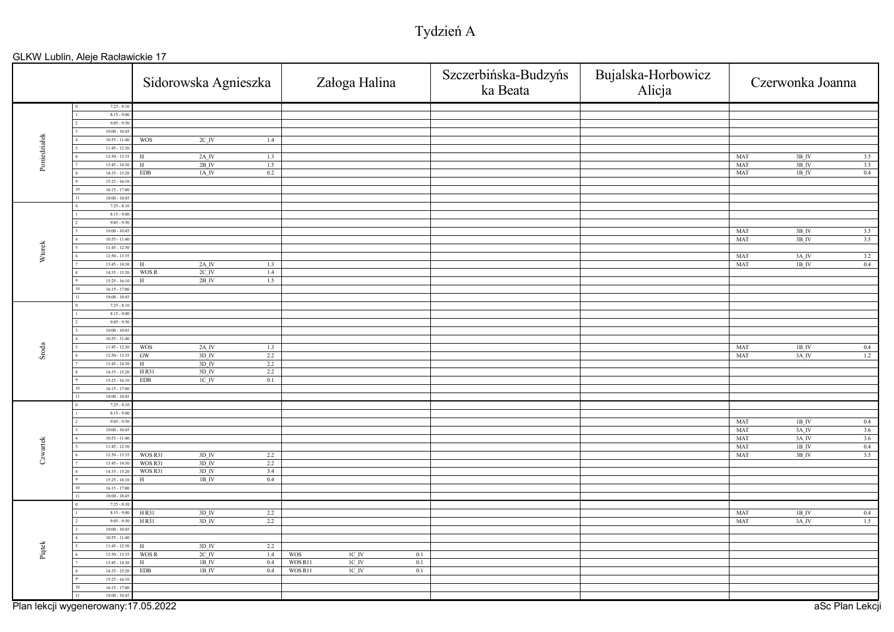# Tydzień A

GLKW Lublin, Aleje Racławickie 17

| Dzień | Nr | Godz. | Sidorowska Agnieszka | Załoga Halina | Szczerbińska-Budzyńska Beata | Bujalska-Horbowicz Alicja | Czerwonka Joanna |
|---|---|---|---|---|---|---|---|
| Poniedziałek | 0 | 7:25 - 8:10 | | | | | |
| | 1 | 8:15 - 9:00 | | | | | |
| | 2 | 9:05 - 9:50 | | | | | |
| | 3 | 10:00 - 10:45 | | | | | |
| | 4 | 10:55 - 11:40 | WOS 2C_IV 1.4 | | | | |
| | 5 | 11:45 - 12:30 | | | | | |
| | 6 | 12:50 - 13:35 | H 2A_IV 1.3 | | | | MAT 3B_IV 3.5 |
| | 7 | 13:45 - 14:30 | H 2B_IV 1.5 | | | | MAT 3B_IV 3.5 |
| | 8 | 14:35 - 15:20 | EDB 1A_IV 0.2 | | | | MAT 1B_IV 0.4 |
| | 9 | 15:25 - 16:10 | | | | | |
| | 10 | 16:15 - 17:00 | | | | | |
| | 11 | 18:00 - 18:45 | | | | | |
| Wtorek | 0 | 7:25 - 8:10 | | | | | |
| | 1 | 8:15 - 9:00 | | | | | |
| | 2 | 9:05 - 9:50 | | | | | |
| | 3 | 10:00 - 10:45 | | | | | MAT 3B_IV 3.5 |
| | 4 | 10:55 - 11:40 | | | | | MAT 3B_IV 3.5 |
| | 5 | 11:45 - 12:30 | | | | | |
| | 6 | 12:50 - 13:35 | | | | | MAT 3A_IV 3.2 |
| | 7 | 13:45 - 14:30 | H 2A_IV 1.3 | | | | MAT 1B_IV 0.4 |
| | 8 | 14:35 - 15:20 | WOS R 2C_IV 1.4 | | | | |
| | 9 | 15:25 - 16:10 | H 2B_IV 1.5 | | | | |
| | 10 | 16:15 - 17:00 | | | | | |
| | 11 | 18:00 - 18:45 | | | | | |
| Środa | 0 | 7:25 - 8:10 | | | | | |
| | 1 | 8:15 - 9:00 | | | | | |
| | 2 | 9:05 - 9:50 | | | | | |
| | 3 | 10:00 - 10:45 | | | | | |
| | 4 | 10:55 - 11:40 | | | | | |
| | 5 | 11:45 - 12:30 | WOS 2A_IV 1.3 | | | | MAT 1B_IV 0.4 |
| | 6 | 12:50 - 13:35 | GW 3D_IV 2.2 | | | | MAT 3A_IV 1.2 |
| | 7 | 13:45 - 14:30 | H 3D_IV 2.2 | | | | |
| | 8 | 14:35 - 15:20 | H R31 3D_IV 2.2 | | | | |
| | 9 | 15:25 - 16:10 | EDB 1C_IV 0.1 | | | | |
| | 10 | 16:15 - 17:00 | | | | | |
| | 11 | 18:00 - 18:45 | | | | | |
| Czwartek | 0 | 7:25 - 8:10 | | | | | |
| | 1 | 8:15 - 9:00 | | | | | |
| | 2 | 9:05 - 9:50 | | | | | MAT 1B_IV 0.4 |
| | 3 | 10:00 - 10:45 | | | | | MAT 3A_IV 3.6 |
| | 4 | 10:55 - 11:40 | | | | | MAT 3A_IV 3.6 |
| | 5 | 11:45 - 12:30 | | | | | MAT 1B_IV 0.4 |
| | 6 | 12:50 - 13:35 | WOS R31 3D_IV 2.2 | | | | MAT 3B_IV 3.5 |
| | 7 | 13:45 - 14:30 | WOS R31 3D_IV 2.2 | | | | |
| | 8 | 14:35 - 15:20 | WOS R31 3D_IV 3.4 | | | | |
| | 9 | 15:25 - 16:10 | H 1B_IV 0.4 | | | | |
| | 10 | 16:15 - 17:00 | | | | | |
| | 11 | 18:00 - 18:45 | | | | | |
| Piątek | 0 | 7:25 - 8:10 | | | | | |
| | 1 | 8:15 - 9:00 | H R31 3D_IV 2.2 | | | | MAT 1B_IV 0.4 |
| | 2 | 9:05 - 9:50 | H R31 3D_IV 2.2 | | | | MAT 3A_IV 1.5 |
| | 3 | 10:00 - 10:45 | | | | | |
| | 4 | 10:55 - 11:40 | | | | | |
| | 5 | 11:45 - 12:30 | H 3D_IV 2.2 | | | | |
| | 6 | 12:50 - 13:35 | WOS R 2C_IV 1.4 | WOS 1C_IV 0.1 | | | |
| | 7 | 13:45 - 14:30 | H 1B_IV 0.4 | WOS R11 1C_IV 0.1 | | | |
| | 8 | 14:35 - 15:20 | EDB 1B_IV 0.4 | WOS R11 1C_IV 0.1 | | | |
| | 9 | 15:25 - 16:10 | | | | | |
| | 10 | 16:15 - 17:00 | | | | | |
| | 11 | 18:00 - 18:45 | | | | | |

Plan lekcji wygenerowany:17.05.2022

aSc Plan Lekcji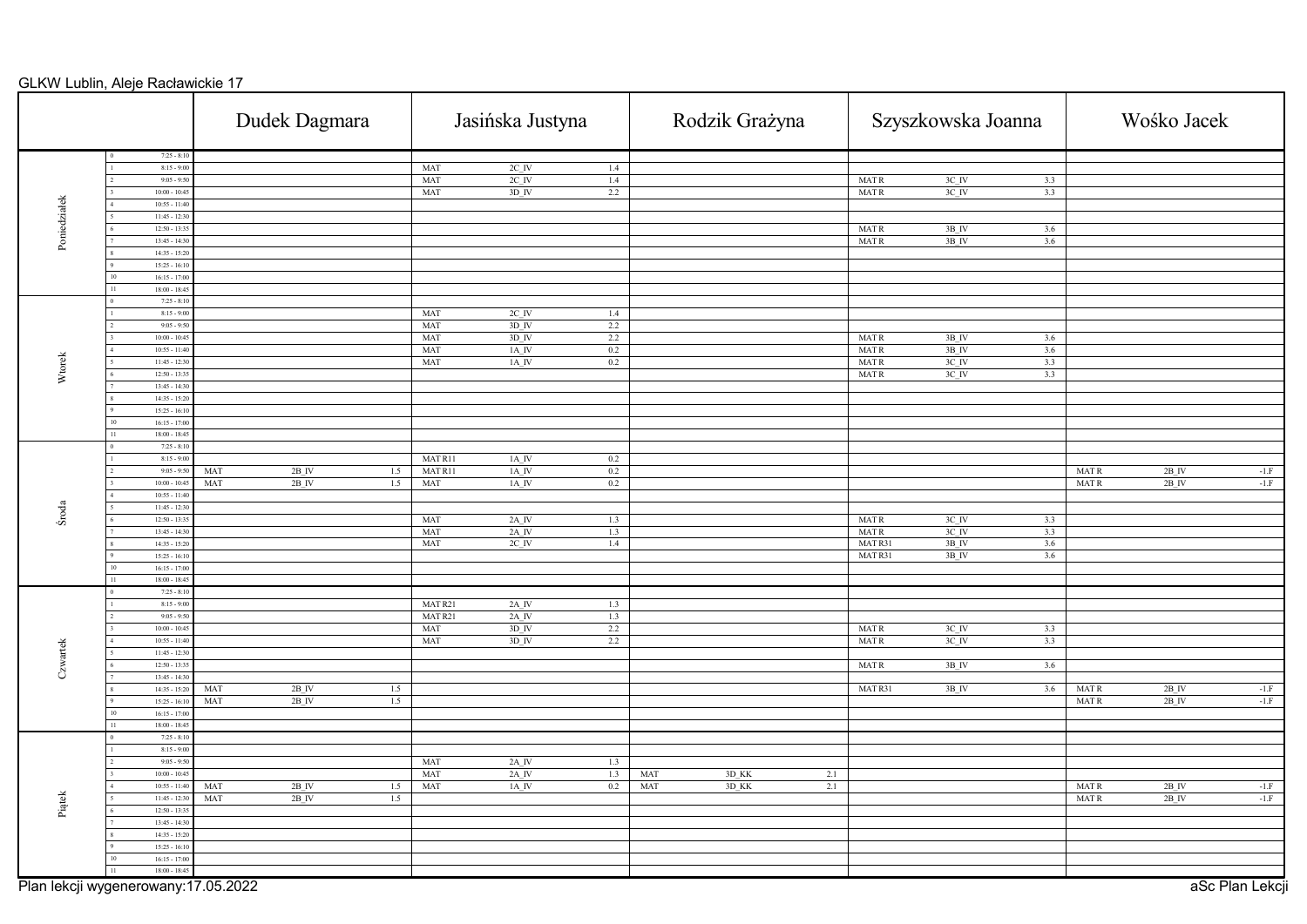GLKW Lublin, Aleje Racławickie 17

| Dzień | Nr | Godziny | Dudek Dagmara | Jasińska Justyna | Rodzik Grażyna | Szyszkowska Joanna | Wośko Jacek |
|---|---|---|---|---|---|---|---|
| Poniedziałek | 0 | 7:25 - 8:10 | | | | | |
| | 1 | 8:15 - 9:00 | | MAT 2C_IV 1.4 | | | |
| | 2 | 9:05 - 9:50 | | MAT 2C_IV 1.4 | | MAT R 3C_IV 3.3 | |
| | 3 | 10:00 - 10:45 | | MAT 3D_IV 2.2 | | MAT R 3C_IV 3.3 | |
| | 4 | 10:55 - 11:40 | | | | | |
| | 5 | 11:45 - 12:30 | | | | | |
| | 6 | 12:50 - 13:35 | | | | MAT R 3B_IV 3.6 | |
| | 7 | 13:45 - 14:30 | | | | MAT R 3B_IV 3.6 | |
| | 8 | 14:35 - 15:20 | | | | | |
| | 9 | 15:25 - 16:10 | | | | | |
| | 10 | 16:15 - 17:00 | | | | | |
| | 11 | 18:00 - 18:45 | | | | | |
| Wtorek | 0 | 7:25 - 8:10 | | | | | |
| | 1 | 8:15 - 9:00 | | MAT 2C_IV 1.4 | | | |
| | 2 | 9:05 - 9:50 | | MAT 3D_IV 2.2 | | | |
| | 3 | 10:00 - 10:45 | | MAT 3D_IV 2.2 | | MAT R 3B_IV 3.6 | |
| | 4 | 10:55 - 11:40 | | MAT 1A_IV 0.2 | | MAT R 3B_IV 3.6 | |
| | 5 | 11:45 - 12:30 | | MAT 1A_IV 0.2 | | MAT R 3C_IV 3.3 | |
| | 6 | 12:50 - 13:35 | | | | MAT R 3C_IV 3.3 | |
| | 7 | 13:45 - 14:30 | | | | | |
| | 8 | 14:35 - 15:20 | | | | | |
| | 9 | 15:25 - 16:10 | | | | | |
| | 10 | 16:15 - 17:00 | | | | | |
| | 11 | 18:00 - 18:45 | | | | | |
| Środa | 0 | 7:25 - 8:10 | | | | | |
| | 1 | 8:15 - 9:00 | | MAT R11 1A_IV 0.2 | | | |
| | 2 | 9:05 - 9:50 | MAT 2B_IV 1.5 | MAT R11 1A_IV 0.2 | | | MAT R 2B_IV -1.F |
| | 3 | 10:00 - 10:45 | MAT 2B_IV 1.5 | MAT 1A_IV 0.2 | | | MAT R 2B_IV -1.F |
| | 4 | 10:55 - 11:40 | | | | | |
| | 5 | 11:45 - 12:30 | | | | | |
| | 6 | 12:50 - 13:35 | | MAT 2A_IV 1.3 | | MAT R 3C_IV 3.3 | |
| | 7 | 13:45 - 14:30 | | MAT 2A_IV 1.3 | | MAT R 3C_IV 3.3 | |
| | 8 | 14:35 - 15:20 | | MAT 2C_IV 1.4 | | MAT R31 3B_IV 3.6 | |
| | 9 | 15:25 - 16:10 | | | | MAT R31 3B_IV 3.6 | |
| | 10 | 16:15 - 17:00 | | | | | |
| | 11 | 18:00 - 18:45 | | | | | |
| Czwartek | 0 | 7:25 - 8:10 | | | | | |
| | 1 | 8:15 - 9:00 | | MAT R21 2A_IV 1.3 | | | |
| | 2 | 9:05 - 9:50 | | MAT R21 2A_IV 1.3 | | | |
| | 3 | 10:00 - 10:45 | | MAT 3D_IV 2.2 | | MAT R 3C_IV 3.3 | |
| | 4 | 10:55 - 11:40 | | MAT 3D_IV 2.2 | | MAT R 3C_IV 3.3 | |
| | 5 | 11:45 - 12:30 | | | | | |
| | 6 | 12:50 - 13:35 | | | | MAT R 3B_IV 3.6 | |
| | 7 | 13:45 - 14:30 | | | | | |
| | 8 | 14:35 - 15:20 | MAT 2B_IV 1.5 | | | MAT R31 3B_IV 3.6 | MAT R 2B_IV -1.F |
| | 9 | 15:25 - 16:10 | MAT 2B_IV 1.5 | | | | MAT R 2B_IV -1.F |
| | 10 | 16:15 - 17:00 | | | | | |
| | 11 | 18:00 - 18:45 | | | | | |
| Piątek | 0 | 7:25 - 8:10 | | | | | |
| | 1 | 8:15 - 9:00 | | | | | |
| | 2 | 9:05 - 9:50 | | MAT 2A_IV 1.3 | | | |
| | 3 | 10:00 - 10:45 | | MAT 2A_IV 1.3 | MAT 3D_KK 2.1 | | |
| | 4 | 10:55 - 11:40 | MAT 2B_IV 1.5 | MAT 1A_IV 0.2 | MAT 3D_KK 2.1 | | MAT R 2B_IV -1.F |
| | 5 | 11:45 - 12:30 | MAT 2B_IV 1.5 | | | | MAT R 2B_IV -1.F |
| | 6 | 12:50 - 13:35 | | | | | |
| | 7 | 13:45 - 14:30 | | | | | |
| | 8 | 14:35 - 15:20 | | | | | |
| | 9 | 15:25 - 16:10 | | | | | |
| | 10 | 16:15 - 17:00 | | | | | |
| | 11 | 18:00 - 18:45 | | | | | |

Plan lekcji wygenerowany:17.05.2022

aSc Plan Lekcji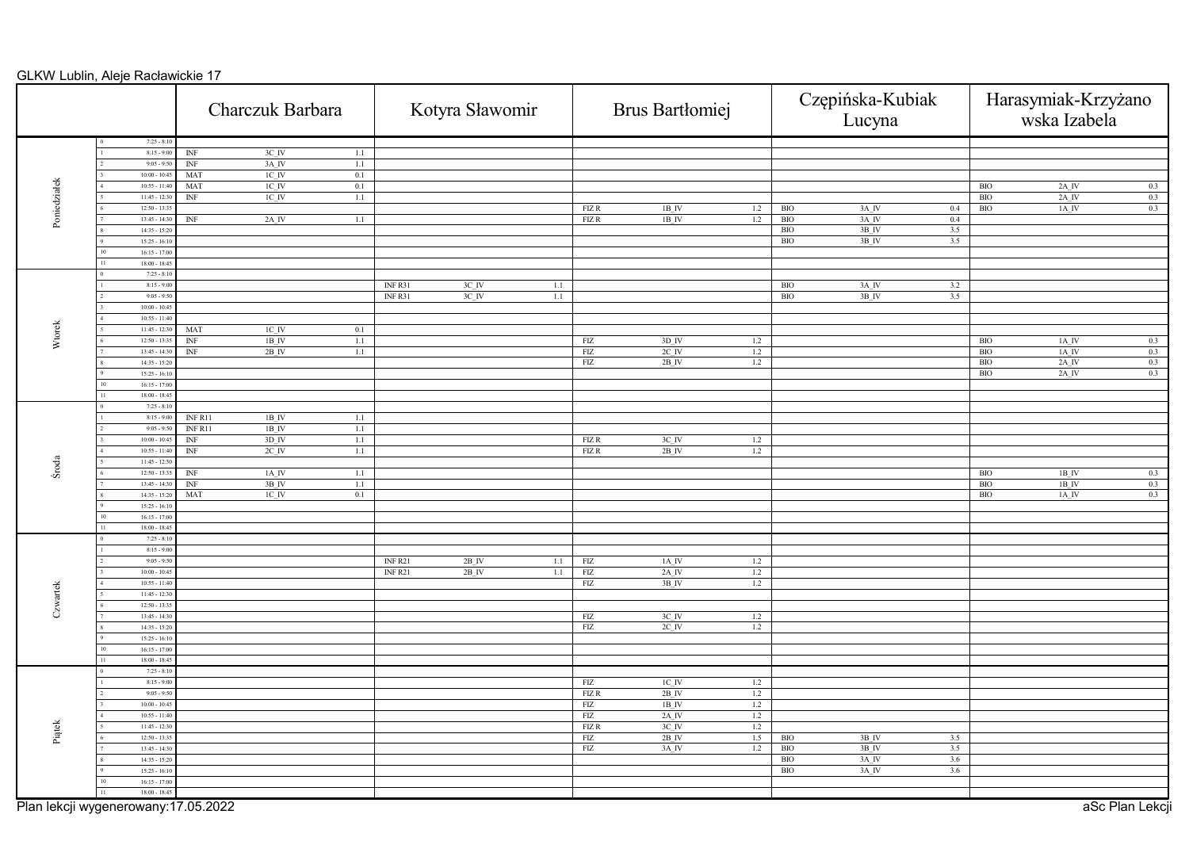GLKW Lublin, Aleje Racławickie 17

| Dzień | Nr | Godziny | Charczuk Barbara | Kotyra Sławomir | Brus Bartłomiej | Czępińska-Kubiak Lucyna | Harasymiak-Krzyżanowska Izabela |
|---|---|---|---|---|---|---|---|
| Poniedziałek | 0 | 7:25 - 8:10 | | | | | |
| | 1 | 8:15 - 9:00 | INF 3C_IV 1.1 | | | | |
| | 2 | 9:05 - 9:50 | INF 3A_IV 1.1 | | | | |
| | 3 | 10:00 - 10:45 | MAT 1C_IV 0.1 | | | | |
| | 4 | 10:55 - 11:40 | MAT 1C_IV 0.1 | | | | BIO 2A_IV 0.3 |
| | 5 | 11:45 - 12:30 | INF 1C_IV 1.1 | | | | BIO 2A_IV 0.3 |
| | 6 | 12:50 - 13:35 | | | FIZ R 1B_IV 1.2 | BIO 3A_IV 0.4 | BIO 1A_IV 0.3 |
| | 7 | 13:45 - 14:30 | INF 2A_IV 1.1 | | FIZ R 1B_IV 1.2 | BIO 3A_IV 0.4 | |
| | 8 | 14:35 - 15:20 | | | | BIO 3B_IV 3.5 | |
| | 9 | 15:25 - 16:10 | | | | BIO 3B_IV 3.5 | |
| | 10 | 16:15 - 17:00 | | | | | |
| | 11 | 18:00 - 18:45 | | | | | |
| Wtorek | 0 | 7:25 - 8:10 | | | | | |
| | 1 | 8:15 - 9:00 | | INF R31 3C_IV 1.1 | | BIO 3A_IV 3.2 | |
| | 2 | 9:05 - 9:50 | | INF R31 3C_IV 1.1 | | BIO 3B_IV 3.5 | |
| | 3 | 10:00 - 10:45 | | | | | |
| | 4 | 10:55 - 11:40 | | | | | |
| | 5 | 11:45 - 12:30 | MAT 1C_IV 0.1 | | | | |
| | 6 | 12:50 - 13:35 | INF 1B_IV 1.1 | | FIZ 3D_IV 1.2 | | BIO 1A_IV 0.3 |
| | 7 | 13:45 - 14:30 | INF 2B_IV 1.1 | | FIZ 2C_IV 1.2 | | BIO 1A_IV 0.3 |
| | 8 | 14:35 - 15:20 | | | FIZ 2B_IV 1.2 | | BIO 2A_IV 0.3 |
| | 9 | 15:25 - 16:10 | | | | | BIO 2A_IV 0.3 |
| | 10 | 16:15 - 17:00 | | | | | |
| | 11 | 18:00 - 18:45 | | | | | |
| Środa | 0 | 7:25 - 8:10 | | | | | |
| | 1 | 8:15 - 9:00 | INF R11 1B_IV 1.1 | | | | |
| | 2 | 9:05 - 9:50 | INF R11 1B_IV 1.1 | | | | |
| | 3 | 10:00 - 10:45 | INF 3D_IV 1.1 | | FIZ R 3C_IV 1.2 | | |
| | 4 | 10:55 - 11:40 | INF 2C_IV 1.1 | | FIZ R 2B_IV 1.2 | | |
| | 5 | 11:45 - 12:30 | | | | | |
| | 6 | 12:50 - 13:35 | INF 1A_IV 1.1 | | | | BIO 1B_IV 0.3 |
| | 7 | 13:45 - 14:30 | INF 3B_IV 1.1 | | | | BIO 1B_IV 0.3 |
| | 8 | 14:35 - 15:20 | MAT 1C_IV 0.1 | | | | BIO 1A_IV 0.3 |
| | 9 | 15:25 - 16:10 | | | | | |
| | 10 | 16:15 - 17:00 | | | | | |
| | 11 | 18:00 - 18:45 | | | | | |
| Czwartek | 0 | 7:25 - 8:10 | | | | | |
| | 1 | 8:15 - 9:00 | | | | | |
| | 2 | 9:05 - 9:50 | | INF R21 2B_IV 1.1 | FIZ 1A_IV 1.2 | | |
| | 3 | 10:00 - 10:45 | | INF R21 2B_IV 1.1 | FIZ 2A_IV 1.2 | | |
| | 4 | 10:55 - 11:40 | | | FIZ 3B_IV 1.2 | | |
| | 5 | 11:45 - 12:30 | | | | | |
| | 6 | 12:50 - 13:35 | | | | | |
| | 7 | 13:45 - 14:30 | | | FIZ 3C_IV 1.2 | | |
| | 8 | 14:35 - 15:20 | | | FIZ 2C_IV 1.2 | | |
| | 9 | 15:25 - 16:10 | | | | | |
| | 10 | 16:15 - 17:00 | | | | | |
| | 11 | 18:00 - 18:45 | | | | | |
| Piątek | 0 | 7:25 - 8:10 | | | | | |
| | 1 | 8:15 - 9:00 | | | FIZ 1C_IV 1.2 | | |
| | 2 | 9:05 - 9:50 | | | FIZ R 2B_IV 1.2 | | |
| | 3 | 10:00 - 10:45 | | | FIZ 1B_IV 1.2 | | |
| | 4 | 10:55 - 11:40 | | | FIZ 2A_IV 1.2 | | |
| | 5 | 11:45 - 12:30 | | | FIZ R 3C_IV 1.2 | | |
| | 6 | 12:50 - 13:35 | | | FIZ 2B_IV 1.5 | BIO 3B_IV 3.5 | |
| | 7 | 13:45 - 14:30 | | | FIZ 3A_IV 1.2 | BIO 3B_IV 3.5 | |
| | 8 | 14:35 - 15:20 | | | | BIO 3A_IV 3.6 | |
| | 9 | 15:25 - 16:10 | | | | BIO 3A_IV 3.6 | |
| | 10 | 16:15 - 17:00 | | | | | |
| | 11 | 18:00 - 18:45 | | | | | |

Plan lekcji wygenerowany:17.05.2022

aSc Plan Lekcji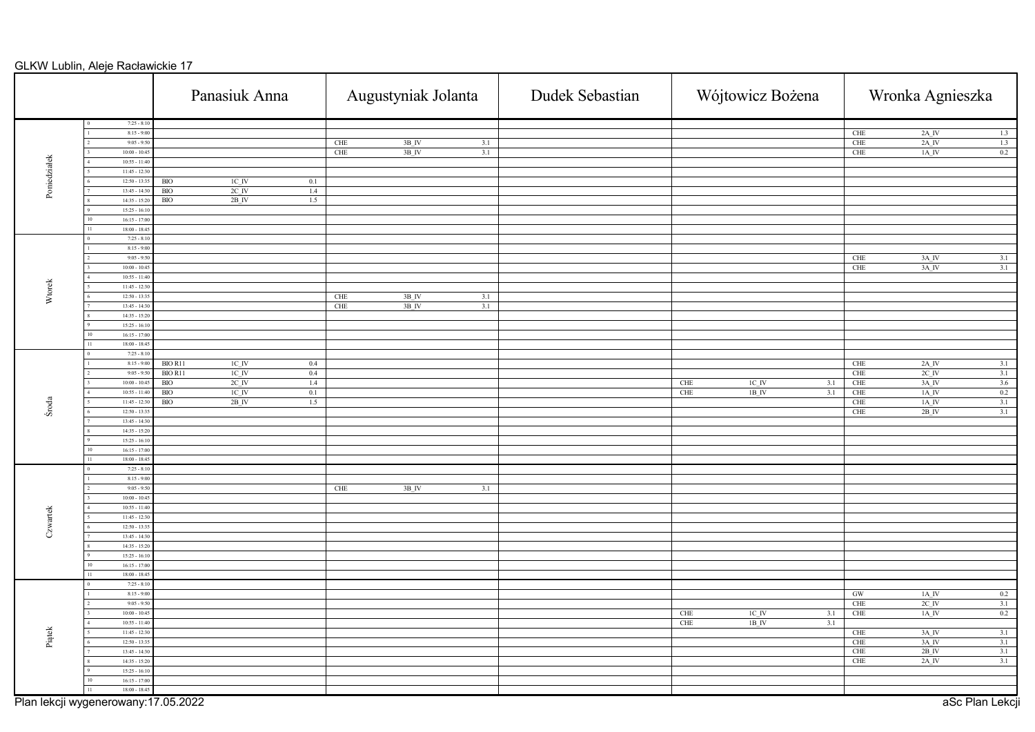GLKW Lublin, Aleje Racławickie 17

| Dzień | Nr | Godz. | Panasiuk Anna | Augustyniak Jolanta | Dudek Sebastian | Wójtowicz Bożena | Wronka Agnieszka |
|---|---|---|---|---|---|---|---|
| Poniedziałek | 0 | 7:25 - 8:10 | | | | | |
| | 1 | 8:15 - 9:00 | | | | | CHE 2A_IV 1.3 |
| | 2 | 9:05 - 9:50 | | CHE 3B_IV 3.1 | | | CHE 2A_IV 1.3 |
| | 3 | 10:00 - 10:45 | | CHE 3B_IV 3.1 | | | CHE 1A_IV 0.2 |
| | 4 | 10:55 - 11:40 | | | | | |
| | 5 | 11:45 - 12:30 | | | | | |
| | 6 | 12:50 - 13:35 | BIO 1C_IV 0.1 | | | | |
| | 7 | 13:45 - 14:30 | BIO 2C_IV 1.4 | | | | |
| | 8 | 14:35 - 15:20 | BIO 2B_IV 1.5 | | | | |
| | 9 | 15:25 - 16:10 | | | | | |
| | 10 | 16:15 - 17:00 | | | | | |
| | 11 | 18:00 - 18:45 | | | | | |
| Wtorek | 0 | 7:25 - 8:10 | | | | | |
| | 1 | 8:15 - 9:00 | | | | | |
| | 2 | 9:05 - 9:50 | | | | | CHE 3A_IV 3.1 |
| | 3 | 10:00 - 10:45 | | | | | CHE 3A_IV 3.1 |
| | 4 | 10:55 - 11:40 | | | | | |
| | 5 | 11:45 - 12:30 | | | | | |
| | 6 | 12:50 - 13:35 | | CHE 3B_IV 3.1 | | | |
| | 7 | 13:45 - 14:30 | | CHE 3B_IV 3.1 | | | |
| | 8 | 14:35 - 15:20 | | | | | |
| | 9 | 15:25 - 16:10 | | | | | |
| | 10 | 16:15 - 17:00 | | | | | |
| | 11 | 18:00 - 18:45 | | | | | |
| Środa | 0 | 7:25 - 8:10 | | | | | |
| | 1 | 8:15 - 9:00 | BIO R11 1C_IV 0.4 | | | | CHE 2A_IV 3.1 |
| | 2 | 9:05 - 9:50 | BIO R11 1C_IV 0.4 | | | | CHE 2C_IV 3.1 |
| | 3 | 10:00 - 10:45 | BIO 2C_IV 1.4 | | | CHE 1C_IV 3.1 | CHE 3A_IV 3.6 |
| | 4 | 10:55 - 11:40 | BIO 1C_IV 0.1 | | | CHE 1B_IV 3.1 | CHE 1A_IV 0.2 |
| | 5 | 11:45 - 12:30 | BIO 2B_IV 1.5 | | | | CHE 1A_IV 3.1 |
| | 6 | 12:50 - 13:35 | | | | | CHE 2B_IV 3.1 |
| | 7 | 13:45 - 14:30 | | | | | |
| | 8 | 14:35 - 15:20 | | | | | |
| | 9 | 15:25 - 16:10 | | | | | |
| | 10 | 16:15 - 17:00 | | | | | |
| | 11 | 18:00 - 18:45 | | | | | |
| Czwartek | 0 | 7:25 - 8:10 | | | | | |
| | 1 | 8:15 - 9:00 | | | | | |
| | 2 | 9:05 - 9:50 | | CHE 3B_IV 3.1 | | | |
| | 3 | 10:00 - 10:45 | | | | | |
| | 4 | 10:55 - 11:40 | | | | | |
| | 5 | 11:45 - 12:30 | | | | | |
| | 6 | 12:50 - 13:35 | | | | | |
| | 7 | 13:45 - 14:30 | | | | | |
| | 8 | 14:35 - 15:20 | | | | | |
| | 9 | 15:25 - 16:10 | | | | | |
| | 10 | 16:15 - 17:00 | | | | | |
| | 11 | 18:00 - 18:45 | | | | | |
| Piątek | 0 | 7:25 - 8:10 | | | | | |
| | 1 | 8:15 - 9:00 | | | | | GW 1A_IV 0.2 |
| | 2 | 9:05 - 9:50 | | | | | CHE 2C_IV 3.1 |
| | 3 | 10:00 - 10:45 | | | | CHE 1C_IV 3.1 | CHE 1A_IV 0.2 |
| | 4 | 10:55 - 11:40 | | | | CHE 1B_IV 3.1 | |
| | 5 | 11:45 - 12:30 | | | | | CHE 3A_IV 3.1 |
| | 6 | 12:50 - 13:35 | | | | | CHE 3A_IV 3.1 |
| | 7 | 13:45 - 14:30 | | | | | CHE 2B_IV 3.1 |
| | 8 | 14:35 - 15:20 | | | | | CHE 2A_IV 3.1 |
| | 9 | 15:25 - 16:10 | | | | | |
| | 10 | 16:15 - 17:00 | | | | | |
| | 11 | 18:00 - 18:45 | | | | | |

Plan lekcji wygenerowany:17.05.2022

aSc Plan Lekcji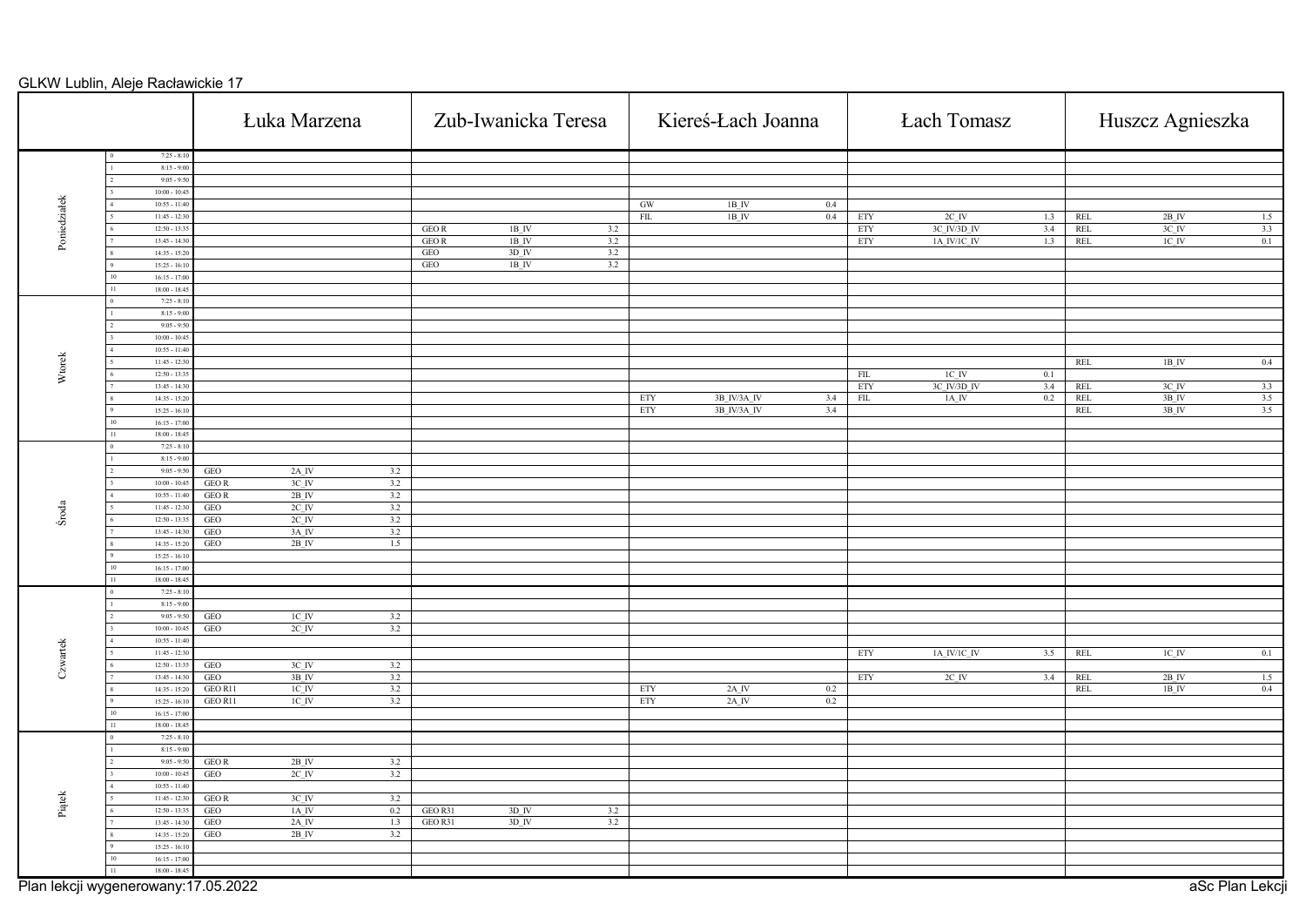GLKW Lublin, Aleje Racławickie 17

| Dzień | Nr | Godziny | Łuka Marzena | | | Zub-Iwanicka Teresa | | | Kiereś-Łach Joanna | | | Łach Tomasz | | | Huszcz Agnieszka | | |
|---|---|---|---|---|---|---|---|---|---|---|---|---|---|---|---|---|---|
| Poniedziałek | 0 | 7:25 - 8:10 | | | | | | | | | | | | | | | |
| | 1 | 8:15 - 9:00 | | | | | | | | | | | | | | | |
| | 2 | 9:05 - 9:50 | | | | | | | | | | | | | | | |
| | 3 | 10:00 - 10:45 | | | | | | | | | | | | | | | |
| | 4 | 10:55 - 11:40 | | | | | | | GW | 1B_IV | 0.4 | | | | | | |
| | 5 | 11:45 - 12:30 | | | | | | | FIL | 1B_IV | 0.4 | ETY | 2C_IV | 1.3 | REL | 2B_IV | 1.5 |
| | 6 | 12:50 - 13:35 | | | | GEO R | 1B_IV | 3.2 | | | | ETY | 3C_IV/3D_IV | 3.4 | REL | 3C_IV | 3.3 |
| | 7 | 13:45 - 14:30 | | | | GEO R | 1B_IV | 3.2 | | | | ETY | 1A_IV/1C_IV | 1.3 | REL | 1C_IV | 0.1 |
| | 8 | 14:35 - 15:20 | | | | GEO | 3D_IV | 3.2 | | | | | | | | | |
| | 9 | 15:25 - 16:10 | | | | GEO | 1B_IV | 3.2 | | | | | | | | | |
| | 10 | 16:15 - 17:00 | | | | | | | | | | | | | | | |
| | 11 | 18:00 - 18:45 | | | | | | | | | | | | | | | |
| Wtorek | 0 | 7:25 - 8:10 | | | | | | | | | | | | | | | |
| | 1 | 8:15 - 9:00 | | | | | | | | | | | | | | | |
| | 2 | 9:05 - 9:50 | | | | | | | | | | | | | | | |
| | 3 | 10:00 - 10:45 | | | | | | | | | | | | | | | |
| | 4 | 10:55 - 11:40 | | | | | | | | | | | | | | | |
| | 5 | 11:45 - 12:30 | | | | | | | | | | | | | REL | 1B_IV | 0.4 |
| | 6 | 12:50 - 13:35 | | | | | | | | | | FIL | 1C_IV | 0.1 | | | |
| | 7 | 13:45 - 14:30 | | | | | | | | | | ETY | 3C_IV/3D_IV | 3.4 | REL | 3C_IV | 3.3 |
| | 8 | 14:35 - 15:20 | | | | | | | ETY | 3B_IV/3A_IV | 3.4 | FIL | 1A_IV | 0.2 | REL | 3B_IV | 3.5 |
| | 9 | 15:25 - 16:10 | | | | | | | ETY | 3B_IV/3A_IV | 3.4 | | | | REL | 3B_IV | 3.5 |
| | 10 | 16:15 - 17:00 | | | | | | | | | | | | | | | |
| | 11 | 18:00 - 18:45 | | | | | | | | | | | | | | | |
| Środa | 0 | 7:25 - 8:10 | | | | | | | | | | | | | | | |
| | 1 | 8:15 - 9:00 | | | | | | | | | | | | | | | |
| | 2 | 9:05 - 9:50 | GEO | 2A_IV | 3.2 | | | | | | | | | | | | |
| | 3 | 10:00 - 10:45 | GEO R | 3C_IV | 3.2 | | | | | | | | | | | | |
| | 4 | 10:55 - 11:40 | GEO R | 2B_IV | 3.2 | | | | | | | | | | | | |
| | 5 | 11:45 - 12:30 | GEO | 2C_IV | 3.2 | | | | | | | | | | | | |
| | 6 | 12:50 - 13:35 | GEO | 2C_IV | 3.2 | | | | | | | | | | | | |
| | 7 | 13:45 - 14:30 | GEO | 3A_IV | 3.2 | | | | | | | | | | | | |
| | 8 | 14:35 - 15:20 | GEO | 2B_IV | 1.5 | | | | | | | | | | | | |
| | 9 | 15:25 - 16:10 | | | | | | | | | | | | | | | |
| | 10 | 16:15 - 17:00 | | | | | | | | | | | | | | | |
| | 11 | 18:00 - 18:45 | | | | | | | | | | | | | | | |
| Czwartek | 0 | 7:25 - 8:10 | | | | | | | | | | | | | | | |
| | 1 | 8:15 - 9:00 | | | | | | | | | | | | | | | |
| | 2 | 9:05 - 9:50 | GEO | 1C_IV | 3.2 | | | | | | | | | | | | |
| | 3 | 10:00 - 10:45 | GEO | 2C_IV | 3.2 | | | | | | | | | | | | |
| | 4 | 10:55 - 11:40 | | | | | | | | | | | | | | | |
| | 5 | 11:45 - 12:30 | | | | | | | | | | ETY | 1A_IV/1C_IV | 3.5 | REL | 1C_IV | 0.1 |
| | 6 | 12:50 - 13:35 | GEO | 3C_IV | 3.2 | | | | | | | | | | | | |
| | 7 | 13:45 - 14:30 | GEO | 3B_IV | 3.2 | | | | | | | ETY | 2C_IV | 3.4 | REL | 2B_IV | 1.5 |
| | 8 | 14:35 - 15:20 | GEO R11 | 1C_IV | 3.2 | | | | ETY | 2A_IV | 0.2 | | | | REL | 1B_IV | 0.4 |
| | 9 | 15:25 - 16:10 | GEO R11 | 1C_IV | 3.2 | | | | ETY | 2A_IV | 0.2 | | | | | | |
| | 10 | 16:15 - 17:00 | | | | | | | | | | | | | | | |
| | 11 | 18:00 - 18:45 | | | | | | | | | | | | | | | |
| Piątek | 0 | 7:25 - 8:10 | | | | | | | | | | | | | | | |
| | 1 | 8:15 - 9:00 | | | | | | | | | | | | | | | |
| | 2 | 9:05 - 9:50 | GEO R | 2B_IV | 3.2 | | | | | | | | | | | | |
| | 3 | 10:00 - 10:45 | GEO | 2C_IV | 3.2 | | | | | | | | | | | | |
| | 4 | 10:55 - 11:40 | | | | | | | | | | | | | | | |
| | 5 | 11:45 - 12:30 | GEO R | 3C_IV | 3.2 | | | | | | | | | | | | |
| | 6 | 12:50 - 13:35 | GEO | 1A_IV | 0.2 | GEO R31 | 3D_IV | 3.2 | | | | | | | | | |
| | 7 | 13:45 - 14:30 | GEO | 2A_IV | 1.3 | GEO R31 | 3D_IV | 3.2 | | | | | | | | | |
| | 8 | 14:35 - 15:20 | GEO | 2B_IV | 3.2 | | | | | | | | | | | | |
| | 9 | 15:25 - 16:10 | | | | | | | | | | | | | | | |
| | 10 | 16:15 - 17:00 | | | | | | | | | | | | | | | |
| | 11 | 18:00 - 18:45 | | | | | | | | | | | | | | | |

Plan lekcji wygenerowany:17.05.2022

aSc Plan Lekcji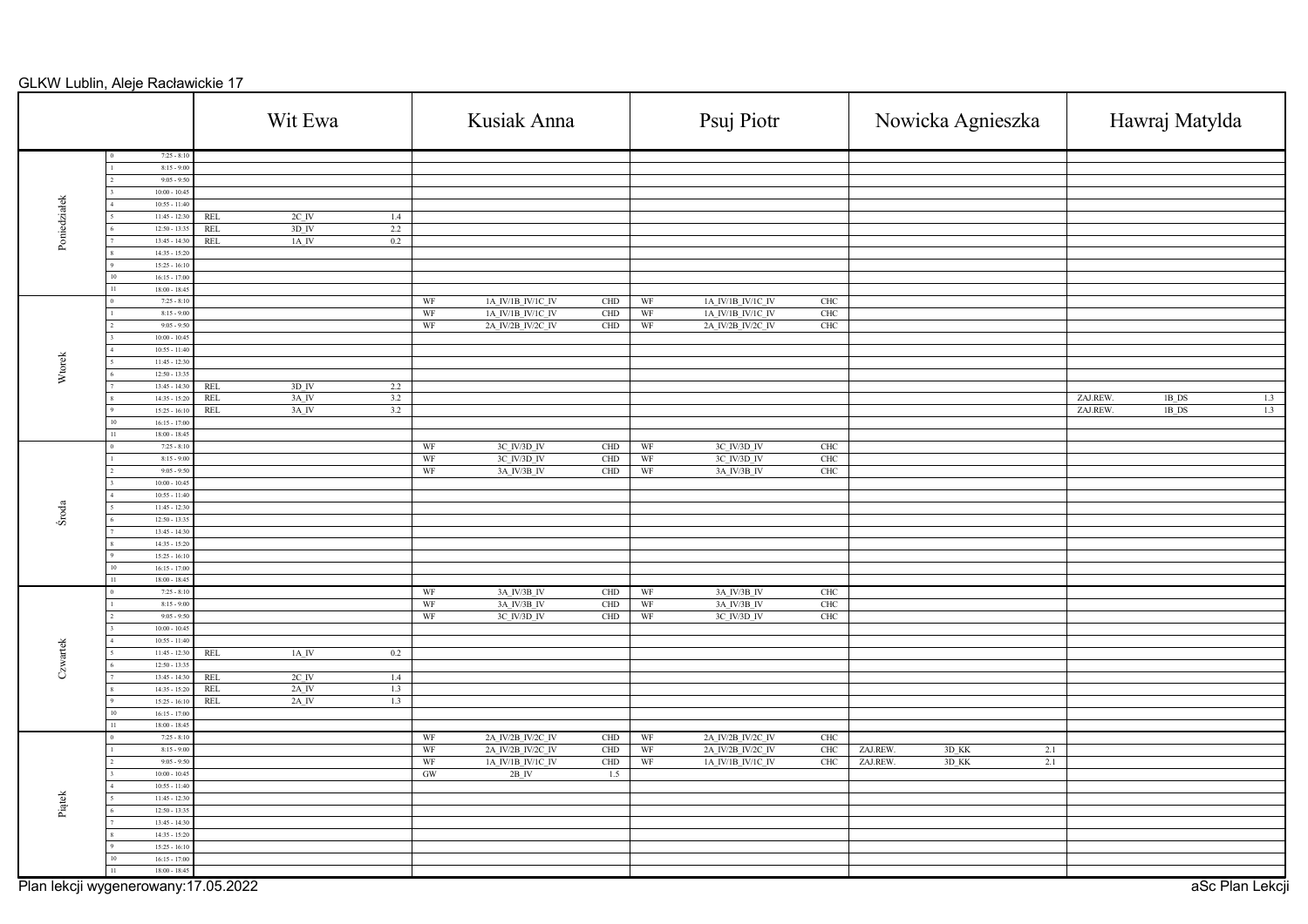GLKW Lublin, Aleje Racławickie 17

| | | | Wit Ewa | Kusiak Anna | Psuj Piotr | Nowicka Agnieszka | Hawraj Matylda |
|---|---|---|---|---|---|---|---|
| Poniedziałek | 0 | 7:25 - 8:10 | | | | | |
| | 1 | 8:15 - 9:00 | | | | | |
| | 2 | 9:05 - 9:50 | | | | | |
| | 3 | 10:00 - 10:45 | | | | | |
| | 4 | 10:55 - 11:40 | | | | | |
| | 5 | 11:45 - 12:30 | REL 2C_IV 1.4 | | | | |
| | 6 | 12:50 - 13:35 | REL 3D_IV 2.2 | | | | |
| | 7 | 13:45 - 14:30 | REL 1A_IV 0.2 | | | | |
| | 8 | 14:35 - 15:20 | | | | | |
| | 9 | 15:25 - 16:10 | | | | | |
| | 10 | 16:15 - 17:00 | | | | | |
| | 11 | 18:00 - 18:45 | | | | | |
| Wtorek | 0 | 7:25 - 8:10 | | WF 1A_IV/1B_IV/1C_IV CHD | WF 1A_IV/1B_IV/1C_IV CHC | | |
| | 1 | 8:15 - 9:00 | | WF 1A_IV/1B_IV/1C_IV CHD | WF 1A_IV/1B_IV/1C_IV CHC | | |
| | 2 | 9:05 - 9:50 | | WF 2A_IV/2B_IV/2C_IV CHD | WF 2A_IV/2B_IV/2C_IV CHC | | |
| | 3 | 10:00 - 10:45 | | | | | |
| | 4 | 10:55 - 11:40 | | | | | |
| | 5 | 11:45 - 12:30 | | | | | |
| | 6 | 12:50 - 13:35 | | | | | |
| | 7 | 13:45 - 14:30 | REL 3D_IV 2.2 | | | | |
| | 8 | 14:35 - 15:20 | REL 3A_IV 3.2 | | | | ZAJ.REW. 1B_DS 1.3 |
| | 9 | 15:25 - 16:10 | REL 3A_IV 3.2 | | | | ZAJ.REW. 1B_DS 1.3 |
| | 10 | 16:15 - 17:00 | | | | | |
| | 11 | 18:00 - 18:45 | | | | | |
| Środa | 0 | 7:25 - 8:10 | | WF 3C_IV/3D_IV CHD | WF 3C_IV/3D_IV CHC | | |
| | 1 | 8:15 - 9:00 | | WF 3C_IV/3D_IV CHD | WF 3C_IV/3D_IV CHC | | |
| | 2 | 9:05 - 9:50 | | WF 3A_IV/3B_IV CHD | WF 3A_IV/3B_IV CHC | | |
| | 3 | 10:00 - 10:45 | | | | | |
| | 4 | 10:55 - 11:40 | | | | | |
| | 5 | 11:45 - 12:30 | | | | | |
| | 6 | 12:50 - 13:35 | | | | | |
| | 7 | 13:45 - 14:30 | | | | | |
| | 8 | 14:35 - 15:20 | | | | | |
| | 9 | 15:25 - 16:10 | | | | | |
| | 10 | 16:15 - 17:00 | | | | | |
| | 11 | 18:00 - 18:45 | | | | | |
| Czwartek | 0 | 7:25 - 8:10 | | WF 3A_IV/3B_IV CHD | WF 3A_IV/3B_IV CHC | | |
| | 1 | 8:15 - 9:00 | | WF 3A_IV/3B_IV CHD | WF 3A_IV/3B_IV CHC | | |
| | 2 | 9:05 - 9:50 | | WF 3C_IV/3D_IV CHD | WF 3C_IV/3D_IV CHC | | |
| | 3 | 10:00 - 10:45 | | | | | |
| | 4 | 10:55 - 11:40 | | | | | |
| | 5 | 11:45 - 12:30 | REL 1A_IV 0.2 | | | | |
| | 6 | 12:50 - 13:35 | | | | | |
| | 7 | 13:45 - 14:30 | REL 2C_IV 1.4 | | | | |
| | 8 | 14:35 - 15:20 | REL 2A_IV 1.3 | | | | |
| | 9 | 15:25 - 16:10 | REL 2A_IV 1.3 | | | | |
| | 10 | 16:15 - 17:00 | | | | | |
| | 11 | 18:00 - 18:45 | | | | | |
| Piątek | 0 | 7:25 - 8:10 | | WF 2A_IV/2B_IV/2C_IV CHD | WF 2A_IV/2B_IV/2C_IV CHC | | |
| | 1 | 8:15 - 9:00 | | WF 2A_IV/2B_IV/2C_IV CHD | WF 2A_IV/2B_IV/2C_IV CHC | ZAJ.REW. 3D_KK 2.1 | |
| | 2 | 9:05 - 9:50 | | WF 1A_IV/1B_IV/1C_IV CHD | WF 1A_IV/1B_IV/1C_IV CHC | ZAJ.REW. 3D_KK 2.1 | |
| | 3 | 10:00 - 10:45 | | GW 2B_IV 1.5 | | | |
| | 4 | 10:55 - 11:40 | | | | | |
| | 5 | 11:45 - 12:30 | | | | | |
| | 6 | 12:50 - 13:35 | | | | | |
| | 7 | 13:45 - 14:30 | | | | | |
| | 8 | 14:35 - 15:20 | | | | | |
| | 9 | 15:25 - 16:10 | | | | | |
| | 10 | 16:15 - 17:00 | | | | | |
| | 11 | 18:00 - 18:45 | | | | | |

Plan lekcji wygenerowany:17.05.2022

aSc Plan Lekcji